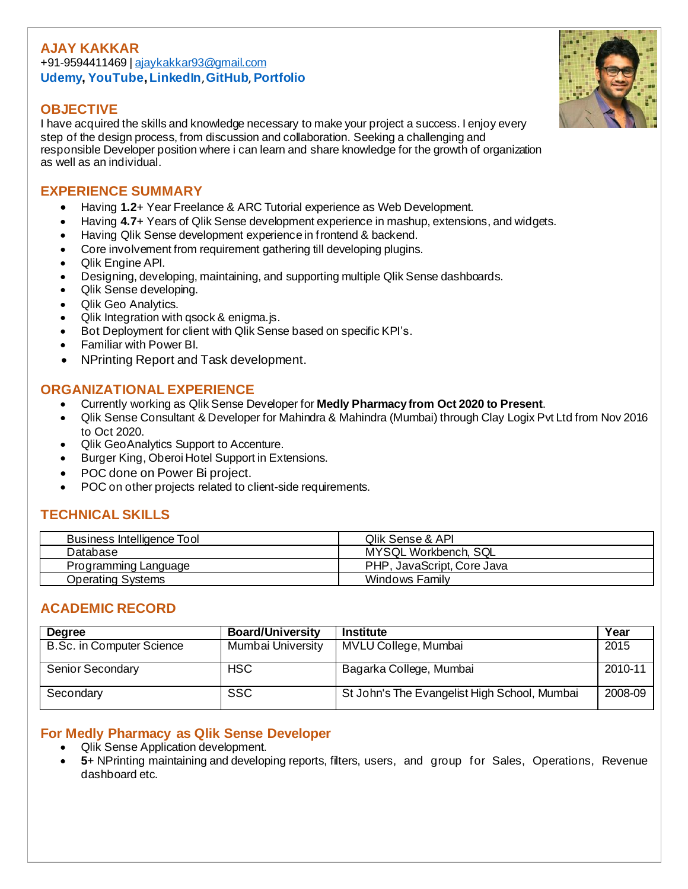# AJAY KAKKAR

+91-9594411469 | ajaykakkar93@gmail.com

**Udemy, YouTube, LinkedIn, GitHub, Portfolio**

## OBJECTIVE

I have acquired the skills and knowledge necessary to make your project a success. I enjoy every step of the design process, from discussion and collaboration. Seeking a challenging and responsible Developer position where i can learn and share knowledge for the growth of organization as well as an individual.

## EXPERIENCE SUMMARY

- Having **1.2**+ Year Freelance & ARC Tutorial experience as Web Development.
- Having **4.7**+ Years of Qlik Sense development experience in mashup, extensions, and widgets.
- Having Qlik Sense development experience in frontend & backend.
- Core involvement from requirement gathering till developing plugins.
- Qlik Engine API.
- Designing, developing, maintaining, and supporting multiple Qlik Sense dashboards.
- Qlik Sense developing.
- Qlik Geo Analytics.
- Qlik Integration with qsock & enigma.js.
- Bot Deployment for client with Qlik Sense based on specific KPI's.
- Familiar with Power BI.
- NPrinting Report and Task development.

## ORGANIZATIONAL EXPERIENCE

- Currently working as Qlik Sense Developer for **Medly Pharmacy from Oct 2020 to Present**.
- Qlik Sense Consultant & Developer for Mahindra & Mahindra (Mumbai) through Clay Logix Pvt Ltd from Nov 2016 to Oct 2020.
- Qlik GeoAnalytics Support to Accenture.
- Burger King, Oberoi Hotel Support in Extensions.
- POC done on Power Bi project.
- POC on other projects related to client-side requirements.

## TECHNICAL SKILLS

| Business Intelligence Tool | Qlik Sense & API |
|---|---|
| Database | MYSQL Workbench, SQL |
| Programming Language | PHP, JavaScript, Core Java |
| Operating Systems | Windows Family |

## ACADEMIC RECORD

| Degree | Board/University | Institute | Year |
|---|---|---|---|
| B.Sc. in Computer Science | Mumbai University | MVLU College, Mumbai | 2015 |
| Senior Secondary | HSC | Bagarka College, Mumbai | 2010-11 |
| Secondary | SSC | St John's The Evangelist High School, Mumbai | 2008-09 |

## For Medly Pharmacy as Qlik Sense Developer

- Qlik Sense Application development.
- **5**+ NPrinting maintaining and developing reports, filters, users, and group for Sales, Operations, Revenue dashboard etc.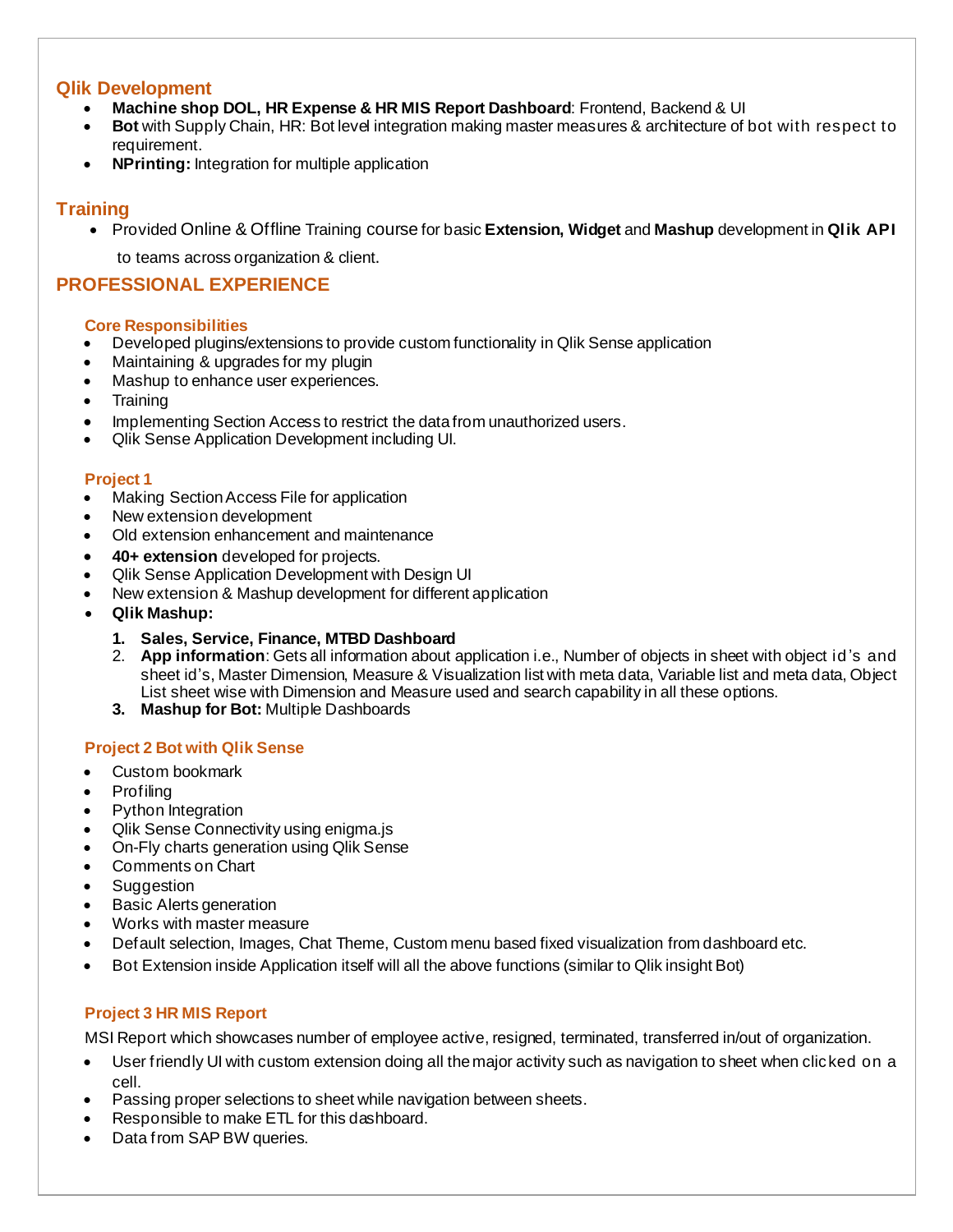## Qlik Development

- **Machine shop DOL, HR Expense & HR MIS Report Dashboard**: Frontend, Backend & UI
- **Bot** with Supply Chain, HR: Bot level integration making master measures & architecture of bot with respect to requirement.
- **NPrinting:** Integration for multiple application

## Training

- Provided Online & Offline Training course for basic **Extension, Widget** and **Mashup** development in **Qlik API** to teams across organization & client.

## PROFESSIONAL EXPERIENCE

### Core Responsibilities

- Developed plugins/extensions to provide custom functionality in Qlik Sense application
- Maintaining & upgrades for my plugin
- Mashup to enhance user experiences.
- Training
- Implementing Section Access to restrict the data from unauthorized users.
- Qlik Sense Application Development including UI.

### Project 1

- Making Section Access File for application
- New extension development
- Old extension enhancement and maintenance
- **40+ extension** developed for projects.
- Qlik Sense Application Development with Design UI
- New extension & Mashup development for different application
- **Qlik Mashup:**
  1. **Sales, Service, Finance, MTBD Dashboard**
  2. **App information**: Gets all information about application i.e., Number of objects in sheet with object id's and sheet id's, Master Dimension, Measure & Visualization list with meta data, Variable list and meta data, Object List sheet wise with Dimension and Measure used and search capability in all these options.
  3. **Mashup for Bot:** Multiple Dashboards

### Project 2 Bot with Qlik Sense

- Custom bookmark
- Profiling
- Python Integration
- Qlik Sense Connectivity using enigma.js
- On-Fly charts generation using Qlik Sense
- Comments on Chart
- Suggestion
- Basic Alerts generation
- Works with master measure
- Default selection, Images, Chat Theme, Custom menu based fixed visualization from dashboard etc.
- Bot Extension inside Application itself will all the above functions (similar to Qlik insight Bot)

### Project 3 HR MIS Report

MSI Report which showcases number of employee active, resigned, terminated, transferred in/out of organization.

- User friendly UI with custom extension doing all the major activity such as navigation to sheet when clicked on a cell.
- Passing proper selections to sheet while navigation between sheets.
- Responsible to make ETL for this dashboard.
- Data from SAP BW queries.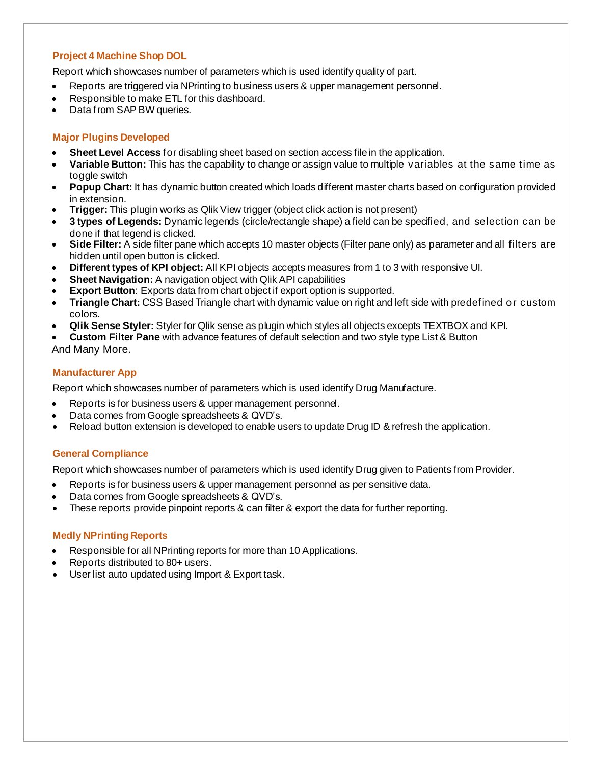### Project 4 Machine Shop DOL

Report which showcases number of parameters which is used identify quality of part.

- Reports are triggered via NPrinting to business users & upper management personnel.
- Responsible to make ETL for this dashboard.
- Data from SAP BW queries.

### Major Plugins Developed

- **Sheet Level Access** for disabling sheet based on section access file in the application.
- **Variable Button:** This has the capability to change or assign value to multiple variables at the same time as toggle switch
- **Popup Chart:** It has dynamic button created which loads different master charts based on configuration provided in extension.
- **Trigger:** This plugin works as Qlik View trigger (object click action is not present)
- **3 types of Legends:** Dynamic legends (circle/rectangle shape) a field can be specified, and selection can be done if that legend is clicked.
- **Side Filter:** A side filter pane which accepts 10 master objects (Filter pane only) as parameter and all filters are hidden until open button is clicked.
- **Different types of KPI object:** All KPI objects accepts measures from 1 to 3 with responsive UI.
- **Sheet Navigation:** A navigation object with Qlik API capabilities
- **Export Button**: Exports data from chart object if export option is supported.
- **Triangle Chart:** CSS Based Triangle chart with dynamic value on right and left side with predefined or custom colors.
- **Qlik Sense Styler:** Styler for Qlik sense as plugin which styles all objects excepts TEXTBOX and KPI.
- **Custom Filter Pane** with advance features of default selection and two style type List & Button

And Many More.

### Manufacturer App

Report which showcases number of parameters which is used identify Drug Manufacture.

- Reports is for business users & upper management personnel.
- Data comes from Google spreadsheets & QVD's.
- Reload button extension is developed to enable users to update Drug ID & refresh the application.

### General Compliance

Report which showcases number of parameters which is used identify Drug given to Patients from Provider.

- Reports is for business users & upper management personnel as per sensitive data.
- Data comes from Google spreadsheets & QVD's.
- These reports provide pinpoint reports & can filter & export the data for further reporting.

### Medly NPrinting Reports

- Responsible for all NPrinting reports for more than 10 Applications.
- Reports distributed to 80+ users.
- User list auto updated using Import & Export task.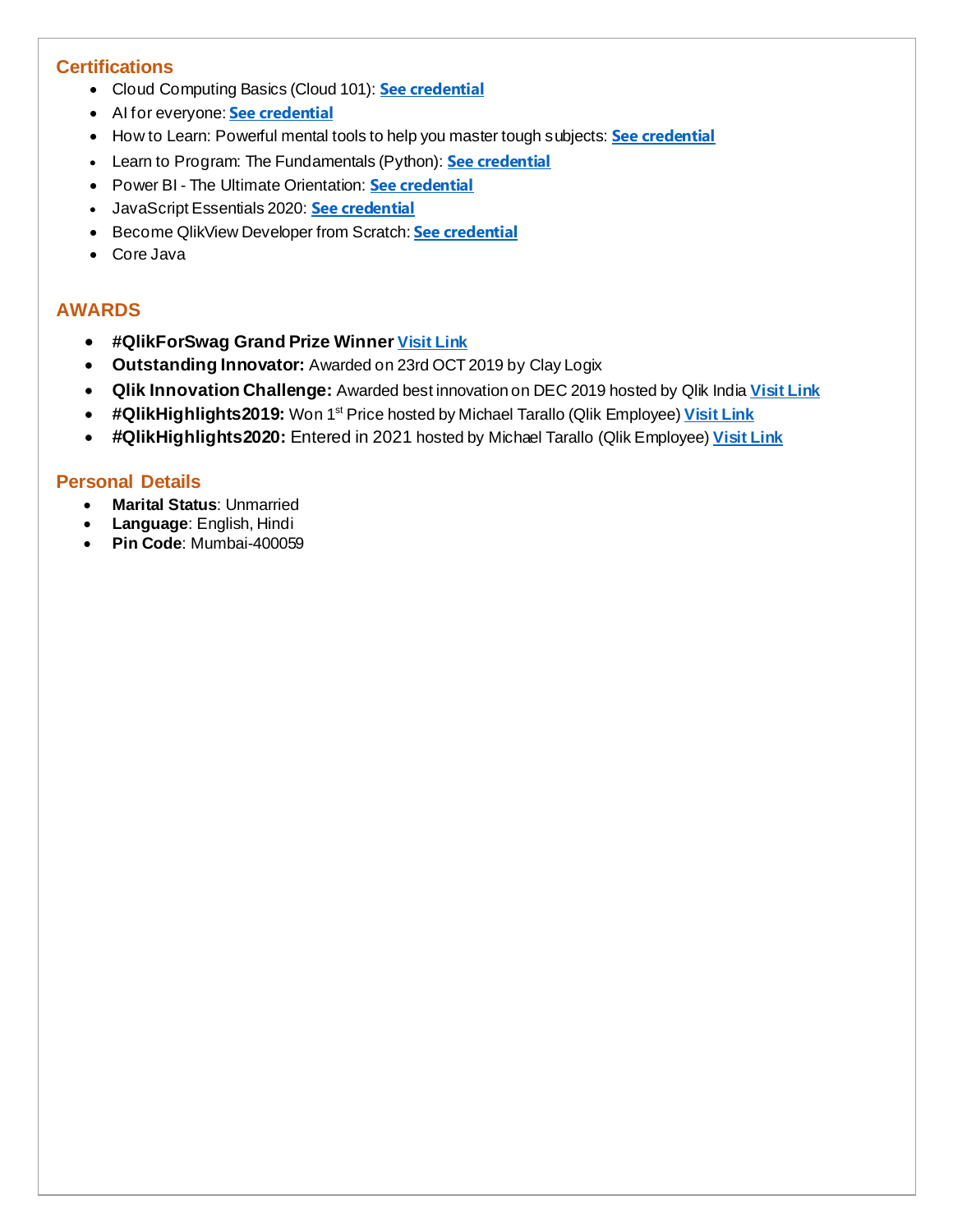## Certifications

- Cloud Computing Basics (Cloud 101): **See credential**
- AI for everyone: **See credential**
- How to Learn: Powerful mental tools to help you master tough subjects: **See credential**
- Learn to Program: The Fundamentals (Python): **See credential**
- Power BI - The Ultimate Orientation: **See credential**
- JavaScript Essentials 2020: **See credential**
- Become QlikView Developer from Scratch: **See credential**
- Core Java

## AWARDS

- **#QlikForSwag Grand Prize Winner** **Visit Link**
- **Outstanding Innovator:** Awarded on 23rd OCT 2019 by Clay Logix
- **Qlik Innovation Challenge:** Awarded best innovation on DEC 2019 hosted by Qlik India **Visit Link**
- **#QlikHighlights2019:** Won 1st Price hosted by Michael Tarallo (Qlik Employee) **Visit Link**
- **#QlikHighlights2020:** Entered in 2021 hosted by Michael Tarallo (Qlik Employee) **Visit Link**

## Personal Details

- **Marital Status**: Unmarried
- **Language**: English, Hindi
- **Pin Code**: Mumbai-400059